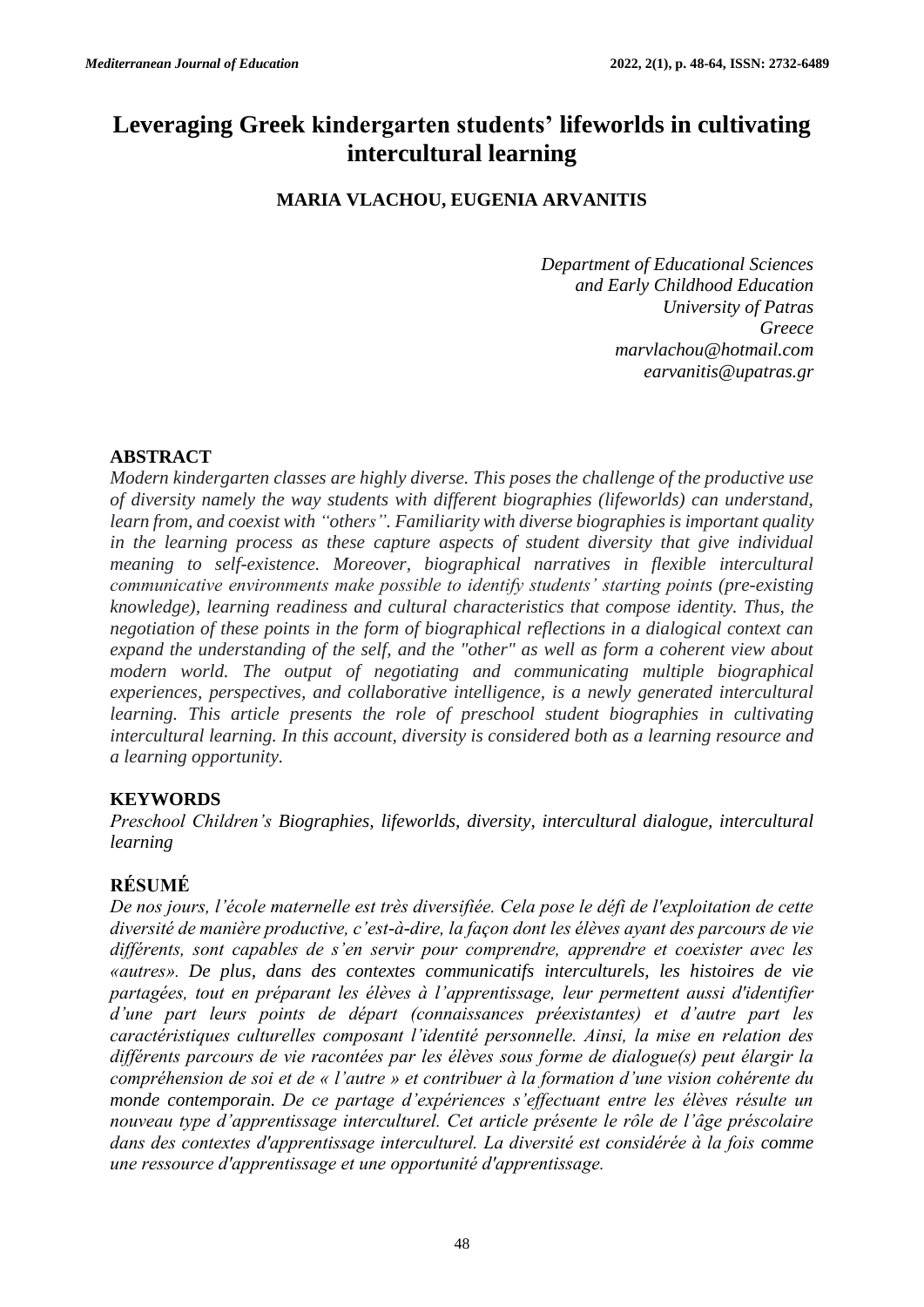# Leveraging Greek kindergarten students' lifeworlds in cultivating intercultural learning

**MARIA VLACHOU, EUGENIA ARVANITIS**

*Department of Educational Sciences and Early Childhood Education*
*University of Patras*
*Greece*
*marvlachou@hotmail.com*
*earvanitis@upatras.gr*

## ABSTRACT

*Modern kindergarten classes are highly diverse. This poses the challenge of the productive use of diversity namely the way students with different biographies (lifeworlds) can understand, learn from, and coexist with "others". Familiarity with diverse biographies is important quality in the learning process as these capture aspects of student diversity that give individual meaning to self-existence. Moreover, biographical narratives in flexible intercultural communicative environments make possible to identify students' starting points (pre-existing knowledge), learning readiness and cultural characteristics that compose identity. Thus, the negotiation of these points in the form of biographical reflections in a dialogical context can expand the understanding of the self, and the "other" as well as form a coherent view about modern world. The output of negotiating and communicating multiple biographical experiences, perspectives, and collaborative intelligence, is a newly generated intercultural learning. This article presents the role of preschool student biographies in cultivating intercultural learning. In this account, diversity is considered both as a learning resource and a learning opportunity.*

## KEYWORDS

*Preschool Children's Biographies, lifeworlds, diversity, intercultural dialogue, intercultural learning*

## RÉSUMÉ

*De nos jours, l'école maternelle est très diversifiée. Cela pose le défi de l'exploitation de cette diversité de manière productive, c'est-à-dire, la façon dont les élèves ayant des parcours de vie différents, sont capables de s'en servir pour comprendre, apprendre et coexister avec les «autres». De plus, dans des contextes communicatifs interculturels, les histoires de vie partagées, tout en préparant les élèves à l'apprentissage, leur permettent aussi d'identifier d'une part leurs points de départ (connaissances préexistantes) et d'autre part les caractéristiques culturelles composant l'identité personnelle. Ainsi, la mise en relation des différents parcours de vie racontées par les élèves sous forme de dialogue(s) peut élargir la compréhension de soi et de « l'autre » et contribuer à la formation d'une vision cohérente du monde contemporain. De ce partage d'expériences s'effectuant entre les élèves résulte un nouveau type d'apprentissage interculturel. Cet article présente le rôle de l'âge préscolaire dans des contextes d'apprentissage interculturel. La diversité est considérée à la fois comme une ressource d'apprentissage et une opportunité d'apprentissage.*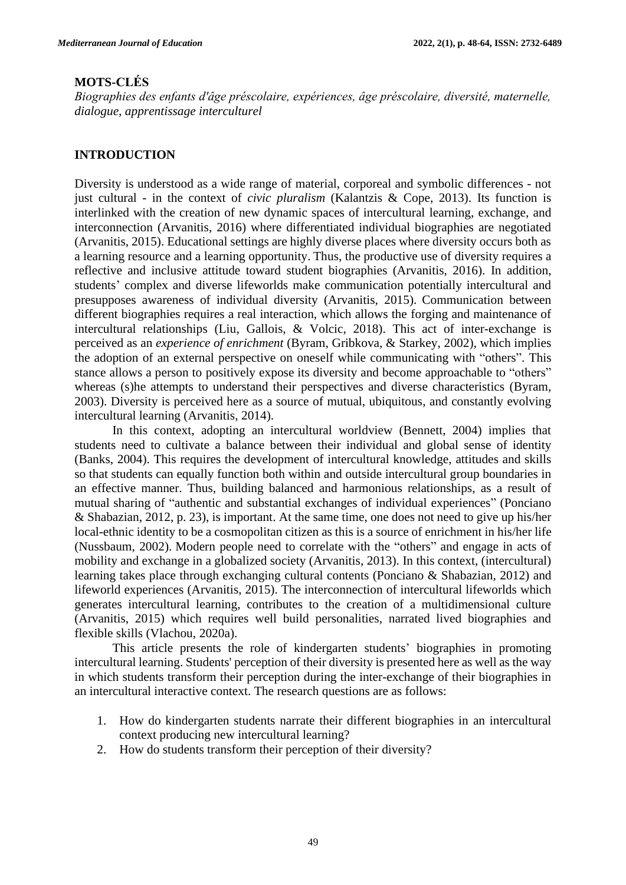## MOTS-CLÉS

*Biographies des enfants d'âge préscolaire, expériences, âge préscolaire, diversité, maternelle, dialogue, apprentissage interculturel*

## INTRODUCTION

Diversity is understood as a wide range of material, corporeal and symbolic differences - not just cultural - in the context of *civic pluralism* (Kalantzis & Cope, 2013). Its function is interlinked with the creation of new dynamic spaces of intercultural learning, exchange, and interconnection (Arvanitis, 2016) where differentiated individual biographies are negotiated (Arvanitis, 2015). Educational settings are highly diverse places where diversity occurs both as a learning resource and a learning opportunity. Thus, the productive use of diversity requires a reflective and inclusive attitude toward student biographies (Arvanitis, 2016). In addition, students' complex and diverse lifeworlds make communication potentially intercultural and presupposes awareness of individual diversity (Arvanitis, 2015). Communication between different biographies requires a real interaction, which allows the forging and maintenance of intercultural relationships (Liu, Gallois, & Volcic, 2018). This act of inter-exchange is perceived as an *experience of enrichment* (Byram, Gribkova, & Starkey, 2002), which implies the adoption of an external perspective on oneself while communicating with "others". This stance allows a person to positively expose its diversity and become approachable to "others" whereas (s)he attempts to understand their perspectives and diverse characteristics (Byram, 2003). Diversity is perceived here as a source of mutual, ubiquitous, and constantly evolving intercultural learning (Arvanitis, 2014).

In this context, adopting an intercultural worldview (Bennett, 2004) implies that students need to cultivate a balance between their individual and global sense of identity (Banks, 2004). This requires the development of intercultural knowledge, attitudes and skills so that students can equally function both within and outside intercultural group boundaries in an effective manner. Thus, building balanced and harmonious relationships, as a result of mutual sharing of "authentic and substantial exchanges of individual experiences" (Ponciano & Shabazian, 2012, p. 23), is important. At the same time, one does not need to give up his/her local-ethnic identity to be a cosmopolitan citizen as this is a source of enrichment in his/her life (Nussbaum, 2002). Modern people need to correlate with the "others" and engage in acts of mobility and exchange in a globalized society (Arvanitis, 2013). In this context, (intercultural) learning takes place through exchanging cultural contents (Ponciano & Shabazian, 2012) and lifeworld experiences (Arvanitis, 2015). The interconnection of intercultural lifeworlds which generates intercultural learning, contributes to the creation of a multidimensional culture (Arvanitis, 2015) which requires well build personalities, narrated lived biographies and flexible skills (Vlachou, 2020a).

This article presents the role of kindergarten students' biographies in promoting intercultural learning. Students' perception of their diversity is presented here as well as the way in which students transform their perception during the inter-exchange of their biographies in an intercultural interactive context. The research questions are as follows:

1. How do kindergarten students narrate their different biographies in an intercultural context producing new intercultural learning?
2. How do students transform their perception of their diversity?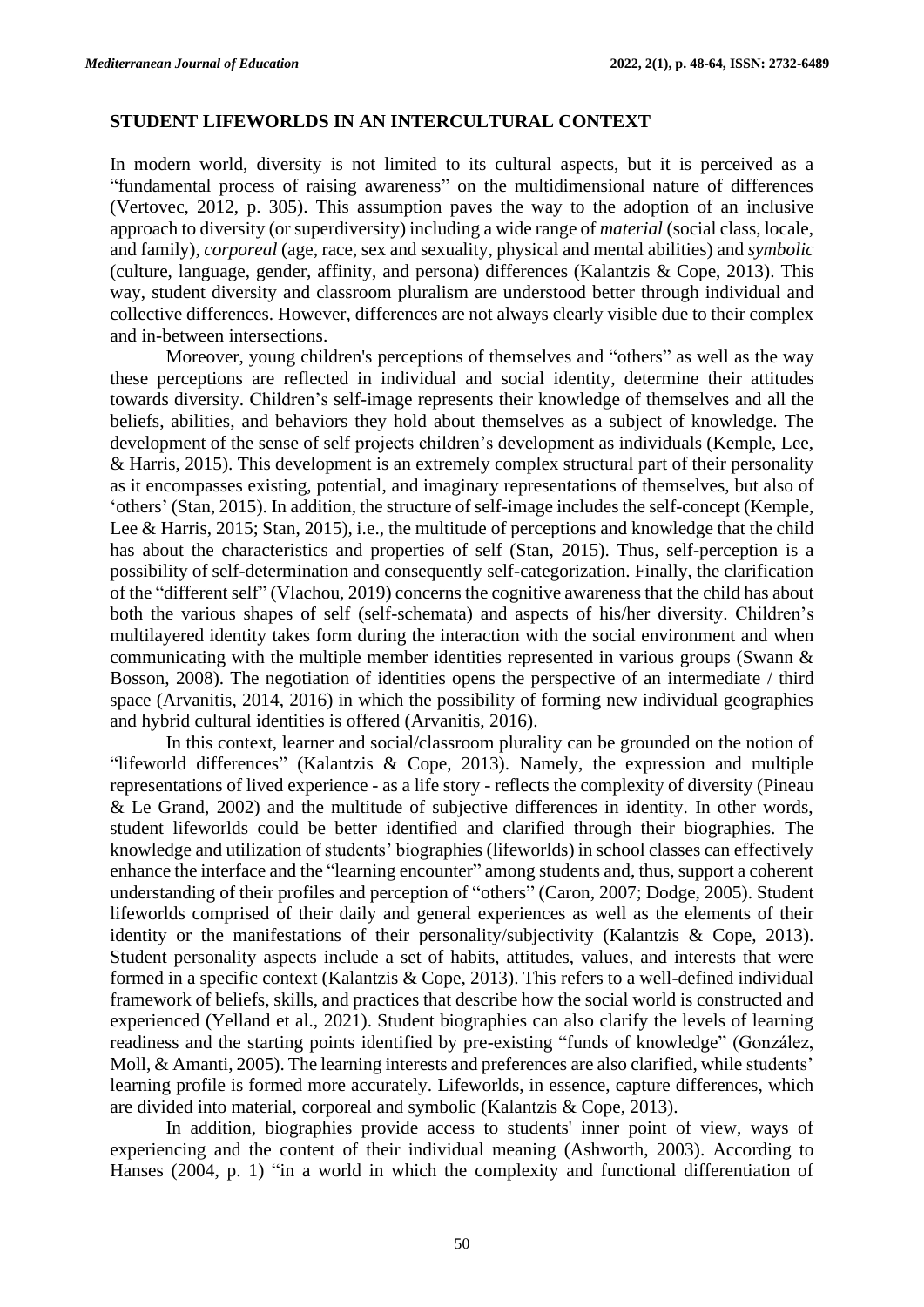## STUDENT LIFEWORLDS IN AN INTERCULTURAL CONTEXT

In modern world, diversity is not limited to its cultural aspects, but it is perceived as a "fundamental process of raising awareness" on the multidimensional nature of differences (Vertovec, 2012, p. 305). This assumption paves the way to the adoption of an inclusive approach to diversity (or superdiversity) including a wide range of *material* (social class, locale, and family), *corporeal* (age, race, sex and sexuality, physical and mental abilities) and *symbolic* (culture, language, gender, affinity, and persona) differences (Kalantzis & Cope, 2013). This way, student diversity and classroom pluralism are understood better through individual and collective differences. However, differences are not always clearly visible due to their complex and in-between intersections.

Moreover, young children's perceptions of themselves and "others" as well as the way these perceptions are reflected in individual and social identity, determine their attitudes towards diversity. Children's self-image represents their knowledge of themselves and all the beliefs, abilities, and behaviors they hold about themselves as a subject of knowledge. The development of the sense of self projects children's development as individuals (Kemple, Lee, & Harris, 2015). This development is an extremely complex structural part of their personality as it encompasses existing, potential, and imaginary representations of themselves, but also of 'others' (Stan, 2015). In addition, the structure of self-image includes the self-concept (Kemple, Lee & Harris, 2015; Stan, 2015), i.e., the multitude of perceptions and knowledge that the child has about the characteristics and properties of self (Stan, 2015). Thus, self-perception is a possibility of self-determination and consequently self-categorization. Finally, the clarification of the "different self" (Vlachou, 2019) concerns the cognitive awareness that the child has about both the various shapes of self (self-schemata) and aspects of his/her diversity. Children's multilayered identity takes form during the interaction with the social environment and when communicating with the multiple member identities represented in various groups (Swann & Bosson, 2008). The negotiation of identities opens the perspective of an intermediate / third space (Arvanitis, 2014, 2016) in which the possibility of forming new individual geographies and hybrid cultural identities is offered (Arvanitis, 2016).

In this context, learner and social/classroom plurality can be grounded on the notion of "lifeworld differences" (Kalantzis & Cope, 2013). Namely, the expression and multiple representations of lived experience - as a life story - reflects the complexity of diversity (Pineau & Le Grand, 2002) and the multitude of subjective differences in identity. In other words, student lifeworlds could be better identified and clarified through their biographies. The knowledge and utilization of students' biographies (lifeworlds) in school classes can effectively enhance the interface and the "learning encounter" among students and, thus, support a coherent understanding of their profiles and perception of "others" (Caron, 2007; Dodge, 2005). Student lifeworlds comprised of their daily and general experiences as well as the elements of their identity or the manifestations of their personality/subjectivity (Kalantzis & Cope, 2013). Student personality aspects include a set of habits, attitudes, values, and interests that were formed in a specific context (Kalantzis & Cope, 2013). This refers to a well-defined individual framework of beliefs, skills, and practices that describe how the social world is constructed and experienced (Yelland et al., 2021). Student biographies can also clarify the levels of learning readiness and the starting points identified by pre-existing "funds of knowledge" (González, Moll, & Amanti, 2005). The learning interests and preferences are also clarified, while students' learning profile is formed more accurately. Lifeworlds, in essence, capture differences, which are divided into material, corporeal and symbolic (Kalantzis & Cope, 2013).

In addition, biographies provide access to students' inner point of view, ways of experiencing and the content of their individual meaning (Ashworth, 2003). According to Hanses (2004, p. 1) "in a world in which the complexity and functional differentiation of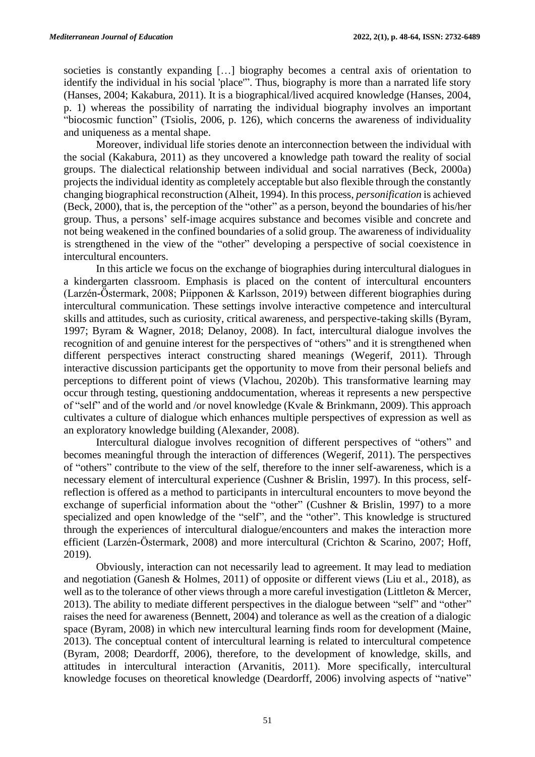societies is constantly expanding […] biography becomes a central axis of orientation to identify the individual in his social 'place'". Thus, biography is more than a narrated life story (Hanses, 2004; Kakabura, 2011). It is a biographical/lived acquired knowledge (Hanses, 2004, p. 1) whereas the possibility of narrating the individual biography involves an important "biocosmic function" (Tsiolis, 2006, p. 126), which concerns the awareness of individuality and uniqueness as a mental shape.

Moreover, individual life stories denote an interconnection between the individual with the social (Kakabura, 2011) as they uncovered a knowledge path toward the reality of social groups. The dialectical relationship between individual and social narratives (Beck, 2000a) projects the individual identity as completely acceptable but also flexible through the constantly changing biographical reconstruction (Alheit, 1994). In this process, *personification* is achieved (Beck, 2000), that is, the perception of the "other" as a person, beyond the boundaries of his/her group. Thus, a persons' self-image acquires substance and becomes visible and concrete and not being weakened in the confined boundaries of a solid group. The awareness of individuality is strengthened in the view of the "other" developing a perspective of social coexistence in intercultural encounters.

In this article we focus on the exchange of biographies during intercultural dialogues in a kindergarten classroom. Emphasis is placed on the content of intercultural encounters (Larzén-Östermark, 2008; Piipponen & Karlsson, 2019) between different biographies during intercultural communication. These settings involve interactive competence and intercultural skills and attitudes, such as curiosity, critical awareness, and perspective-taking skills (Byram, 1997; Byram & Wagner, 2018; Delanoy, 2008). In fact, intercultural dialogue involves the recognition of and genuine interest for the perspectives of "others" and it is strengthened when different perspectives interact constructing shared meanings (Wegerif, 2011). Through interactive discussion participants get the opportunity to move from their personal beliefs and perceptions to different point of views (Vlachou, 2020b). This transformative learning may occur through testing, questioning anddocumentation, whereas it represents a new perspective of "self" and of the world and /or novel knowledge (Kvale & Brinkmann, 2009). This approach cultivates a culture of dialogue which enhances multiple perspectives of expression as well as an exploratory knowledge building (Alexander, 2008).

Intercultural dialogue involves recognition of different perspectives of "others" and becomes meaningful through the interaction of differences (Wegerif, 2011). The perspectives of "others" contribute to the view of the self, therefore to the inner self-awareness, which is a necessary element of intercultural experience (Cushner & Brislin, 1997). In this process, self-reflection is offered as a method to participants in intercultural encounters to move beyond the exchange of superficial information about the "other" (Cushner & Brislin, 1997) to a more specialized and open knowledge of the "self", and the "other". This knowledge is structured through the experiences of intercultural dialogue/encounters and makes the interaction more efficient (Larzén-Östermark, 2008) and more intercultural (Crichton & Scarino, 2007; Hoff, 2019).

Obviously, interaction can not necessarily lead to agreement. It may lead to mediation and negotiation (Ganesh & Holmes, 2011) of opposite or different views (Liu et al., 2018), as well as to the tolerance of other views through a more careful investigation (Littleton & Mercer, 2013). The ability to mediate different perspectives in the dialogue between "self" and "other" raises the need for awareness (Bennett, 2004) and tolerance as well as the creation of a dialogic space (Byram, 2008) in which new intercultural learning finds room for development (Maine, 2013). The conceptual content of intercultural learning is related to intercultural competence (Byram, 2008; Deardorff, 2006), therefore, to the development of knowledge, skills, and attitudes in intercultural interaction (Arvanitis, 2011). More specifically, intercultural knowledge focuses on theoretical knowledge (Deardorff, 2006) involving aspects of "native"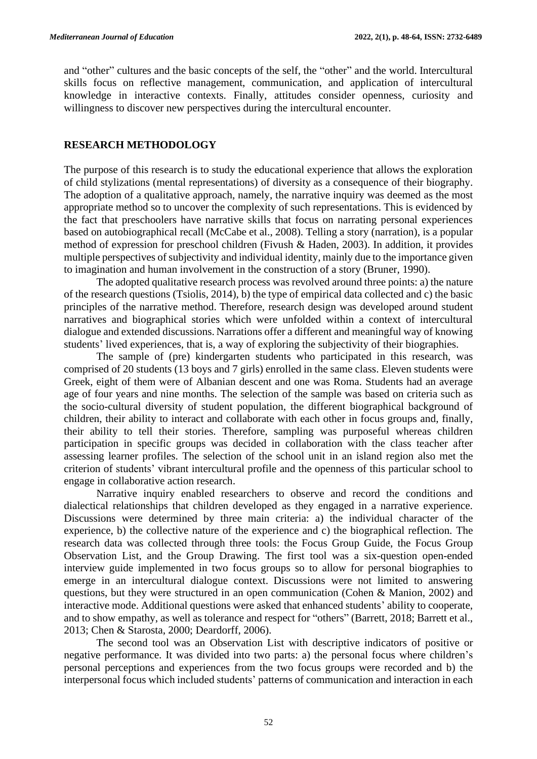and "other" cultures and the basic concepts of the self, the "other" and the world. Intercultural skills focus on reflective management, communication, and application of intercultural knowledge in interactive contexts. Finally, attitudes consider openness, curiosity and willingness to discover new perspectives during the intercultural encounter.

## RESEARCH METHODOLOGY

The purpose of this research is to study the educational experience that allows the exploration of child stylizations (mental representations) of diversity as a consequence of their biography. The adoption of a qualitative approach, namely, the narrative inquiry was deemed as the most appropriate method so to uncover the complexity of such representations. This is evidenced by the fact that preschoolers have narrative skills that focus on narrating personal experiences based on autobiographical recall (McCabe et al., 2008). Telling a story (narration), is a popular method of expression for preschool children (Fivush & Haden, 2003). In addition, it provides multiple perspectives of subjectivity and individual identity, mainly due to the importance given to imagination and human involvement in the construction of a story (Bruner, 1990).

The adopted qualitative research process was revolved around three points: a) the nature of the research questions (Tsiolis, 2014), b) the type of empirical data collected and c) the basic principles of the narrative method. Therefore, research design was developed around student narratives and biographical stories which were unfolded within a context of intercultural dialogue and extended discussions. Narrations offer a different and meaningful way of knowing students' lived experiences, that is, a way of exploring the subjectivity of their biographies.

The sample of (pre) kindergarten students who participated in this research, was comprised of 20 students (13 boys and 7 girls) enrolled in the same class. Eleven students were Greek, eight of them were of Albanian descent and one was Roma. Students had an average age of four years and nine months. The selection of the sample was based on criteria such as the socio-cultural diversity of student population, the different biographical background of children, their ability to interact and collaborate with each other in focus groups and, finally, their ability to tell their stories. Therefore, sampling was purposeful whereas children participation in specific groups was decided in collaboration with the class teacher after assessing learner profiles. The selection of the school unit in an island region also met the criterion of students' vibrant intercultural profile and the openness of this particular school to engage in collaborative action research.

Narrative inquiry enabled researchers to observe and record the conditions and dialectical relationships that children developed as they engaged in a narrative experience. Discussions were determined by three main criteria: a) the individual character of the experience, b) the collective nature of the experience and c) the biographical reflection. The research data was collected through three tools: the Focus Group Guide, the Focus Group Observation List, and the Group Drawing. The first tool was a six-question open-ended interview guide implemented in two focus groups so to allow for personal biographies to emerge in an intercultural dialogue context. Discussions were not limited to answering questions, but they were structured in an open communication (Cohen & Manion, 2002) and interactive mode. Additional questions were asked that enhanced students' ability to cooperate, and to show empathy, as well as tolerance and respect for "others" (Barrett, 2018; Barrett et al., 2013; Chen & Starosta, 2000; Deardorff, 2006).

The second tool was an Observation List with descriptive indicators of positive or negative performance. It was divided into two parts: a) the personal focus where children's personal perceptions and experiences from the two focus groups were recorded and b) the interpersonal focus which included students' patterns of communication and interaction in each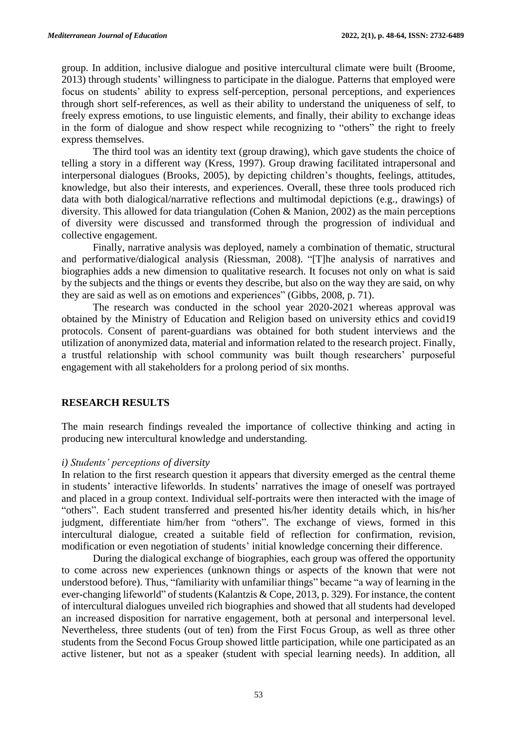group. In addition, inclusive dialogue and positive intercultural climate were built (Broome, 2013) through students' willingness to participate in the dialogue. Patterns that employed were focus on students' ability to express self-perception, personal perceptions, and experiences through short self-references, as well as their ability to understand the uniqueness of self, to freely express emotions, to use linguistic elements, and finally, their ability to exchange ideas in the form of dialogue and show respect while recognizing to "others" the right to freely express themselves.

The third tool was an identity text (group drawing), which gave students the choice of telling a story in a different way (Kress, 1997). Group drawing facilitated intrapersonal and interpersonal dialogues (Brooks, 2005), by depicting children's thoughts, feelings, attitudes, knowledge, but also their interests, and experiences. Overall, these three tools produced rich data with both dialogical/narrative reflections and multimodal depictions (e.g., drawings) of diversity. This allowed for data triangulation (Cohen & Manion, 2002) as the main perceptions of diversity were discussed and transformed through the progression of individual and collective engagement.

Finally, narrative analysis was deployed, namely a combination of thematic, structural and performative/dialogical analysis (Riessman, 2008). "[T]he analysis of narratives and biographies adds a new dimension to qualitative research. It focuses not only on what is said by the subjects and the things or events they describe, but also on the way they are said, on why they are said as well as on emotions and experiences" (Gibbs, 2008, p. 71).

The research was conducted in the school year 2020-2021 whereas approval was obtained by the Ministry of Education and Religion based on university ethics and covid19 protocols. Consent of parent-guardians was obtained for both student interviews and the utilization of anonymized data, material and information related to the research project. Finally, a trustful relationship with school community was built though researchers' purposeful engagement with all stakeholders for a prolong period of six months.

## RESEARCH RESULTS

The main research findings revealed the importance of collective thinking and acting in producing new intercultural knowledge and understanding.

### *i) Students' perceptions of diversity*

In relation to the first research question it appears that diversity emerged as the central theme in students' interactive lifeworlds. In students' narratives the image of oneself was portrayed and placed in a group context. Individual self-portraits were then interacted with the image of "others". Each student transferred and presented his/her identity details which, in his/her judgment, differentiate him/her from "others". The exchange of views, formed in this intercultural dialogue, created a suitable field of reflection for confirmation, revision, modification or even negotiation of students' initial knowledge concerning their difference.

During the dialogical exchange of biographies, each group was offered the opportunity to come across new experiences (unknown things or aspects of the known that were not understood before). Thus, "familiarity with unfamiliar things" became "a way of learning in the ever-changing lifeworld" of students (Kalantzis & Cope, 2013, p. 329). For instance, the content of intercultural dialogues unveiled rich biographies and showed that all students had developed an increased disposition for narrative engagement, both at personal and interpersonal level. Nevertheless, three students (out of ten) from the First Focus Group, as well as three other students from the Second Focus Group showed little participation, while one participated as an active listener, but not as a speaker (student with special learning needs). In addition, all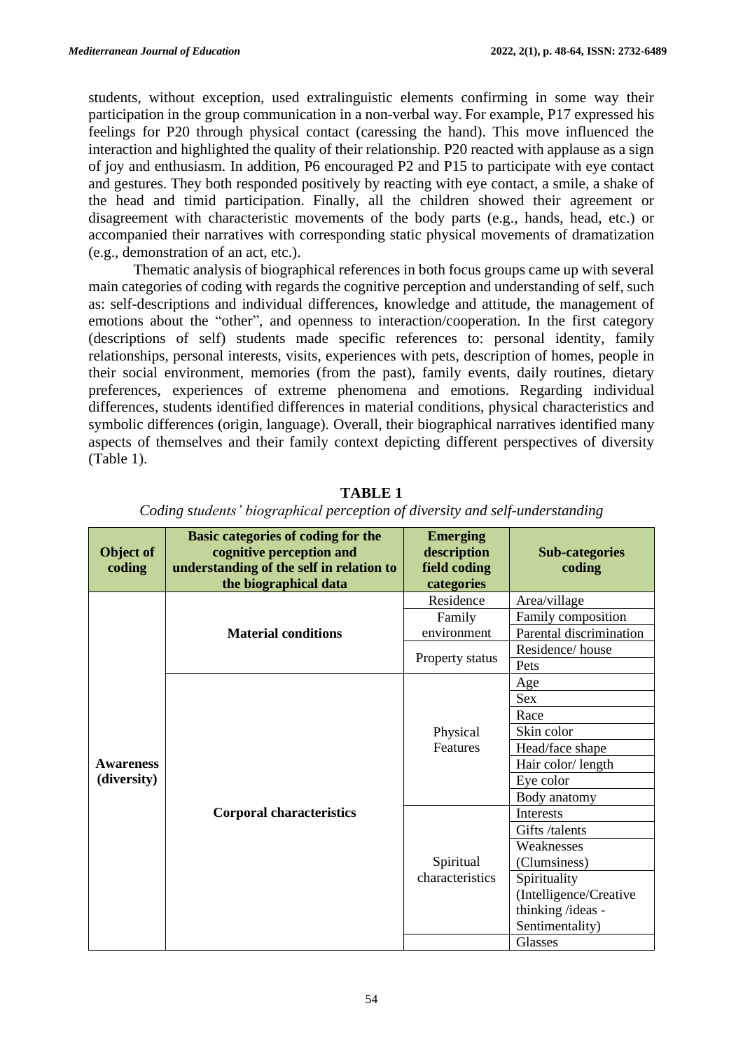students, without exception, used extralinguistic elements confirming in some way their participation in the group communication in a non-verbal way. For example, P17 expressed his feelings for P20 through physical contact (caressing the hand). This move influenced the interaction and highlighted the quality of their relationship. P20 reacted with applause as a sign of joy and enthusiasm. In addition, P6 encouraged P2 and P15 to participate with eye contact and gestures. They both responded positively by reacting with eye contact, a smile, a shake of the head and timid participation. Finally, all the children showed their agreement or disagreement with characteristic movements of the body parts (e.g., hands, head, etc.) or accompanied their narratives with corresponding static physical movements of dramatization (e.g., demonstration of an act, etc.).

Thematic analysis of biographical references in both focus groups came up with several main categories of coding with regards the cognitive perception and understanding of self, such as: self-descriptions and individual differences, knowledge and attitude, the management of emotions about the "other", and openness to interaction/cooperation. In the first category (descriptions of self) students made specific references to: personal identity, family relationships, personal interests, visits, experiences with pets, description of homes, people in their social environment, memories (from the past), family events, daily routines, dietary preferences, experiences of extreme phenomena and emotions. Regarding individual differences, students identified differences in material conditions, physical characteristics and symbolic differences (origin, language). Overall, their biographical narratives identified many aspects of themselves and their family context depicting different perspectives of diversity (Table 1).

**TABLE 1**

*Coding students' biographical perception of diversity and self-understanding*

| Object of coding | Basic categories of coding for the cognitive perception and understanding of the self in relation to the biographical data | Emerging description field coding categories | Sub-categories coding |
|---|---|---|---|
| Awareness (diversity) | Material conditions | Residence | Area/village |
| | | Family environment | Family composition |
| | | | Parental discrimination |
| | | Property status | Residence/ house |
| | | | Pets |
| | Corporal characteristics | Physical Features | Age |
| | | | Sex |
| | | | Race |
| | | | Skin color |
| | | | Head/face shape |
| | | | Hair color/ length |
| | | | Eye color |
| | | | Body anatomy |
| | | Spiritual characteristics | Interests |
| | | | Gifts /talents |
| | | | Weaknesses (Clumsiness) |
| | | | Spirituality (Intelligence/Creative thinking /ideas - Sentimentality) |
| | | | Glasses |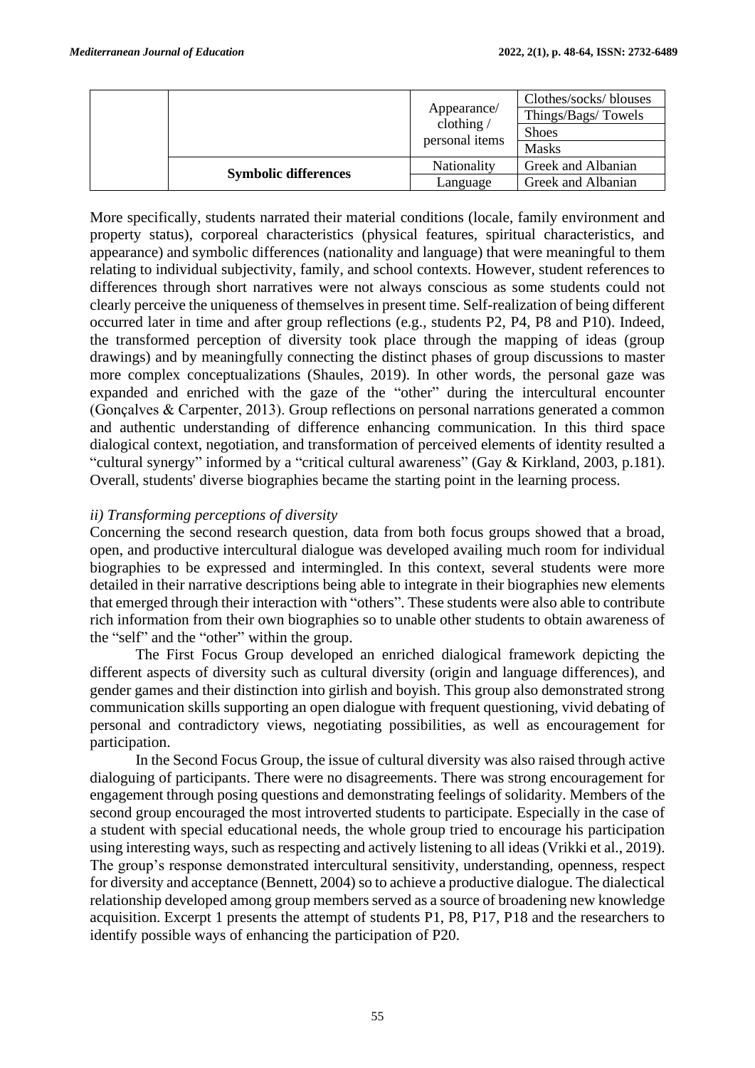| | | | |
|---|---|---|---|
| | | Appearance/ clothing / personal items | Clothes/socks/ blouses |
| | | | Things/Bags/ Towels |
| | | | Shoes |
| | | | Masks |
| | **Symbolic differences** | Nationality | Greek and Albanian |
| | | Language | Greek and Albanian |

More specifically, students narrated their material conditions (locale, family environment and property status), corporeal characteristics (physical features, spiritual characteristics, and appearance) and symbolic differences (nationality and language) that were meaningful to them relating to individual subjectivity, family, and school contexts. However, student references to differences through short narratives were not always conscious as some students could not clearly perceive the uniqueness of themselves in present time. Self-realization of being different occurred later in time and after group reflections (e.g., students P2, P4, P8 and P10). Indeed, the transformed perception of diversity took place through the mapping of ideas (group drawings) and by meaningfully connecting the distinct phases of group discussions to master more complex conceptualizations (Shaules, 2019). In other words, the personal gaze was expanded and enriched with the gaze of the "other" during the intercultural encounter (Gonçalves & Carpenter, 2013). Group reflections on personal narrations generated a common and authentic understanding of difference enhancing communication. In this third space dialogical context, negotiation, and transformation of perceived elements of identity resulted a "cultural synergy" informed by a "critical cultural awareness" (Gay & Kirkland, 2003, p.181). Overall, students' diverse biographies became the starting point in the learning process.

*ii) Transforming perceptions of diversity*

Concerning the second research question, data from both focus groups showed that a broad, open, and productive intercultural dialogue was developed availing much room for individual biographies to be expressed and intermingled. In this context, several students were more detailed in their narrative descriptions being able to integrate in their biographies new elements that emerged through their interaction with "others". These students were also able to contribute rich information from their own biographies so to unable other students to obtain awareness of the "self" and the "other" within the group.

The First Focus Group developed an enriched dialogical framework depicting the different aspects of diversity such as cultural diversity (origin and language differences), and gender games and their distinction into girlish and boyish. This group also demonstrated strong communication skills supporting an open dialogue with frequent questioning, vivid debating of personal and contradictory views, negotiating possibilities, as well as encouragement for participation.

In the Second Focus Group, the issue of cultural diversity was also raised through active dialoguing of participants. There were no disagreements. There was strong encouragement for engagement through posing questions and demonstrating feelings of solidarity. Members of the second group encouraged the most introverted students to participate. Especially in the case of a student with special educational needs, the whole group tried to encourage his participation using interesting ways, such as respecting and actively listening to all ideas (Vrikki et al., 2019). The group's response demonstrated intercultural sensitivity, understanding, openness, respect for diversity and acceptance (Bennett, 2004) so to achieve a productive dialogue. The dialectical relationship developed among group members served as a source of broadening new knowledge acquisition. Excerpt 1 presents the attempt of students P1, P8, P17, P18 and the researchers to identify possible ways of enhancing the participation of P20.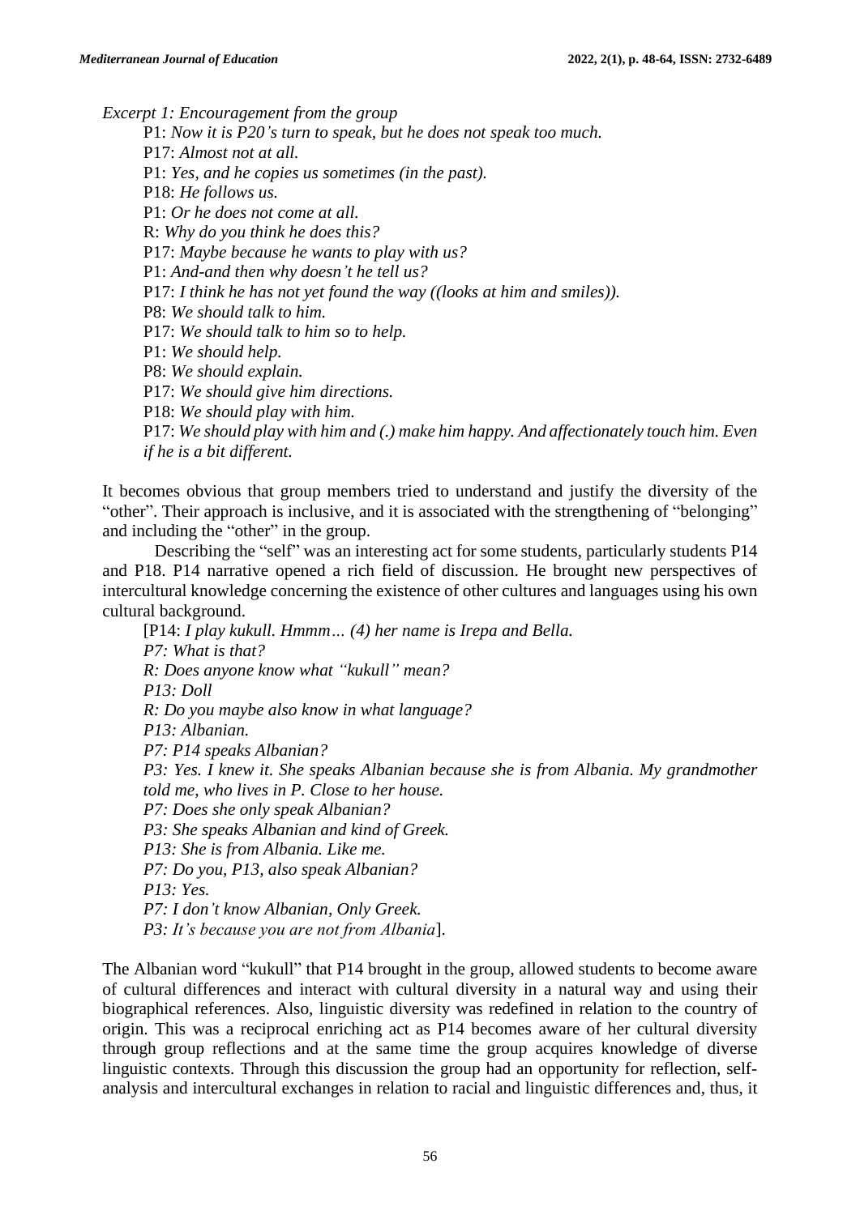*Excerpt 1: Encouragement from the group*

P1: *Now it is P20's turn to speak, but he does not speak too much.*
P17: *Almost not at all.*
P1: *Yes, and he copies us sometimes (in the past).*
P18: *He follows us.*
P1: *Or he does not come at all.*
R: *Why do you think he does this?*
P17: *Maybe because he wants to play with us?*
P1: *And-and then why doesn't he tell us?*
P17: *I think he has not yet found the way ((looks at him and smiles)).*
P8: *We should talk to him.*
P17: *We should talk to him so to help.*
P1: *We should help.*
P8: *We should explain.*
P17: *We should give him directions.*
P18: *We should play with him.*
P17: *We should play with him and (.) make him happy. And affectionately touch him. Even if he is a bit different.*

It becomes obvious that group members tried to understand and justify the diversity of the "other". Their approach is inclusive, and it is associated with the strengthening of "belonging" and including the "other" in the group.

Describing the "self" was an interesting act for some students, particularly students P14 and P18. P14 narrative opened a rich field of discussion. He brought new perspectives of intercultural knowledge concerning the existence of other cultures and languages using his own cultural background.

[P14: *I play kukull. Hmmm… (4) her name is Irepa and Bella.*
*P7: What is that?*
*R: Does anyone know what "kukull" mean?*
*P13: Doll*
*R: Do you maybe also know in what language?*
*P13: Albanian.*
*P7: P14 speaks Albanian?*
*P3: Yes. I knew it. She speaks Albanian because she is from Albania. My grandmother told me, who lives in P. Close to her house.*
*P7: Does she only speak Albanian?*
*P3: She speaks Albanian and kind of Greek.*
*P13: She is from Albania. Like me.*
*P7: Do you, P13, also speak Albanian?*
*P13: Yes.*
*P7: I don't know Albanian, Only Greek.*
*P3: It's because you are not from Albania*].

The Albanian word "kukull" that P14 brought in the group, allowed students to become aware of cultural differences and interact with cultural diversity in a natural way and using their biographical references. Also, linguistic diversity was redefined in relation to the country of origin. This was a reciprocal enriching act as P14 becomes aware of her cultural diversity through group reflections and at the same time the group acquires knowledge of diverse linguistic contexts. Through this discussion the group had an opportunity for reflection, self-analysis and intercultural exchanges in relation to racial and linguistic differences and, thus, it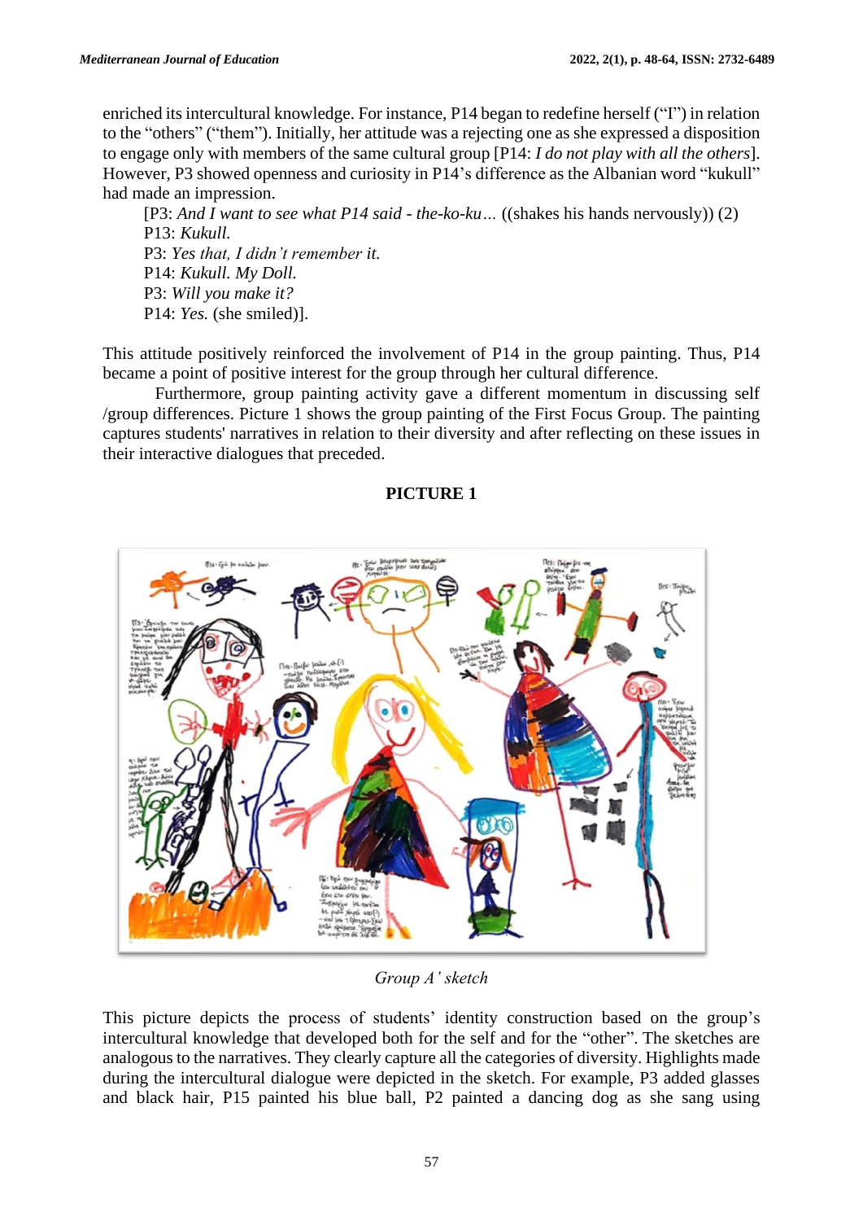enriched its intercultural knowledge. For instance, P14 began to redefine herself ("I") in relation to the "others" ("them"). Initially, her attitude was a rejecting one as she expressed a disposition to engage only with members of the same cultural group [P14: *I do not play with all the others*]. However, P3 showed openness and curiosity in P14's difference as the Albanian word "kukull" had made an impression.

> [P3: *And I want to see what P14 said - the-ko-ku…* ((shakes his hands nervously)) (2)
> P13: *Kukull.*
> P3: *Yes that, I didn't remember it.*
> P14: *Kukull. My Doll.*
> P3: *Will you make it?*
> P14: *Yes.* (she smiled)].

This attitude positively reinforced the involvement of P14 in the group painting. Thus, P14 became a point of positive interest for the group through her cultural difference.

Furthermore, group painting activity gave a different momentum in discussing self /group differences. Picture 1 shows the group painting of the First Focus Group. The painting captures students' narratives in relation to their diversity and after reflecting on these issues in their interactive dialogues that preceded.

**PICTURE 1**

*Group A' sketch*

This picture depicts the process of students' identity construction based on the group's intercultural knowledge that developed both for the self and for the "other". The sketches are analogous to the narratives. They clearly capture all the categories of diversity. Highlights made during the intercultural dialogue were depicted in the sketch. For example, P3 added glasses and black hair, P15 painted his blue ball, P2 painted a dancing dog as she sang using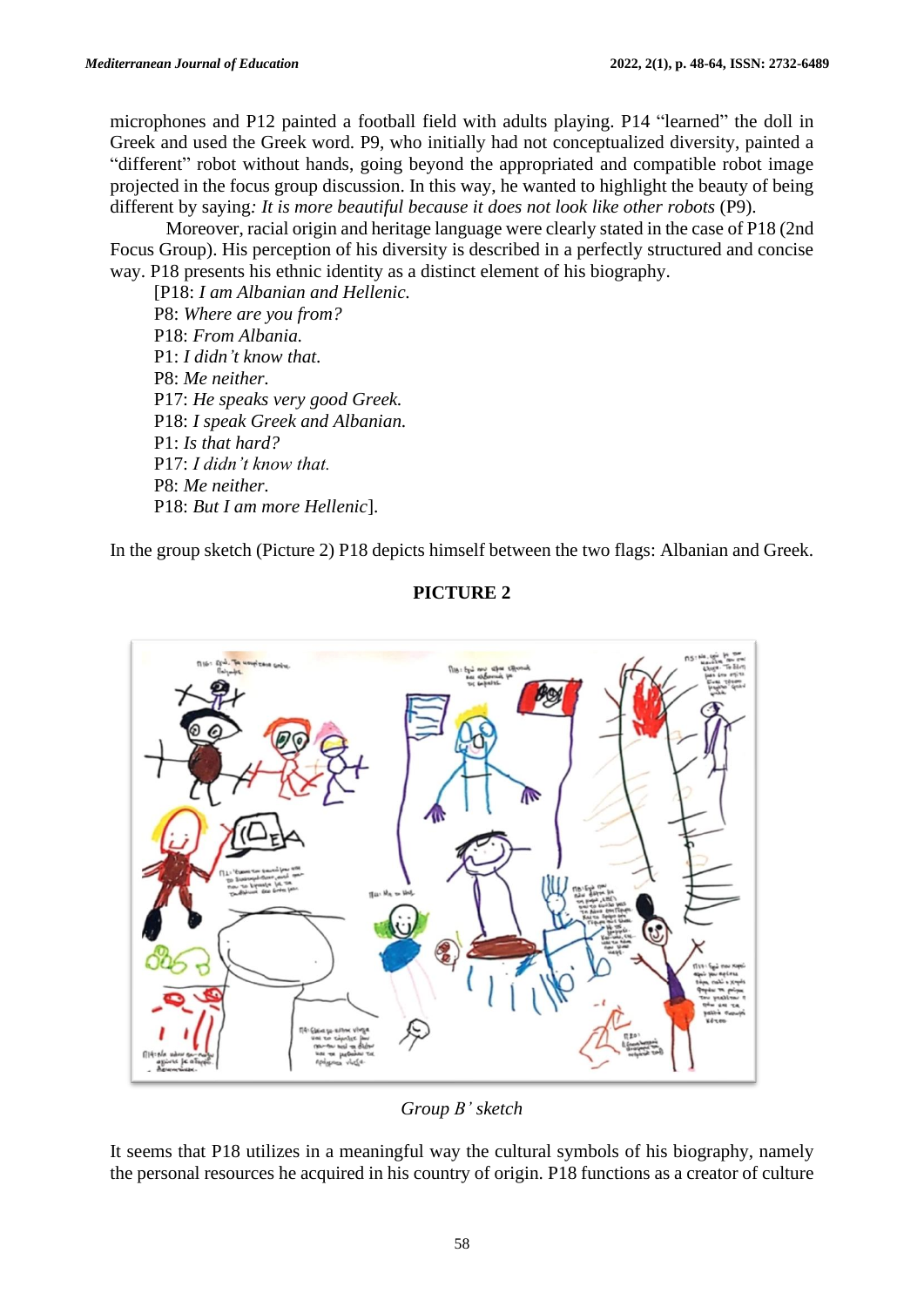microphones and P12 painted a football field with adults playing. P14 "learned" the doll in Greek and used the Greek word. P9, who initially had not conceptualized diversity, painted a "different" robot without hands, going beyond the appropriated and compatible robot image projected in the focus group discussion. In this way, he wanted to highlight the beauty of being different by saying*: It is more beautiful because it does not look like other robots* (P9).

Moreover, racial origin and heritage language were clearly stated in the case of P18 (2nd Focus Group). His perception of his diversity is described in a perfectly structured and concise way. P18 presents his ethnic identity as a distinct element of his biography.

[P18: *I am Albanian and Hellenic.*
P8: *Where are you from?*
P18: *From Albania.*
P1: *I didn't know that.*
P8: *Me neither.*
P17: *He speaks very good Greek.*
P18: *I speak Greek and Albanian.*
P1: *Is that hard?*
P17: *I didn't know that.*
P8: *Me neither.*
P18: *But I am more Hellenic*].

In the group sketch (Picture 2) P18 depicts himself between the two flags: Albanian and Greek.

**PICTURE 2**

*Group B' sketch*

It seems that P18 utilizes in a meaningful way the cultural symbols of his biography, namely the personal resources he acquired in his country of origin. P18 functions as a creator of culture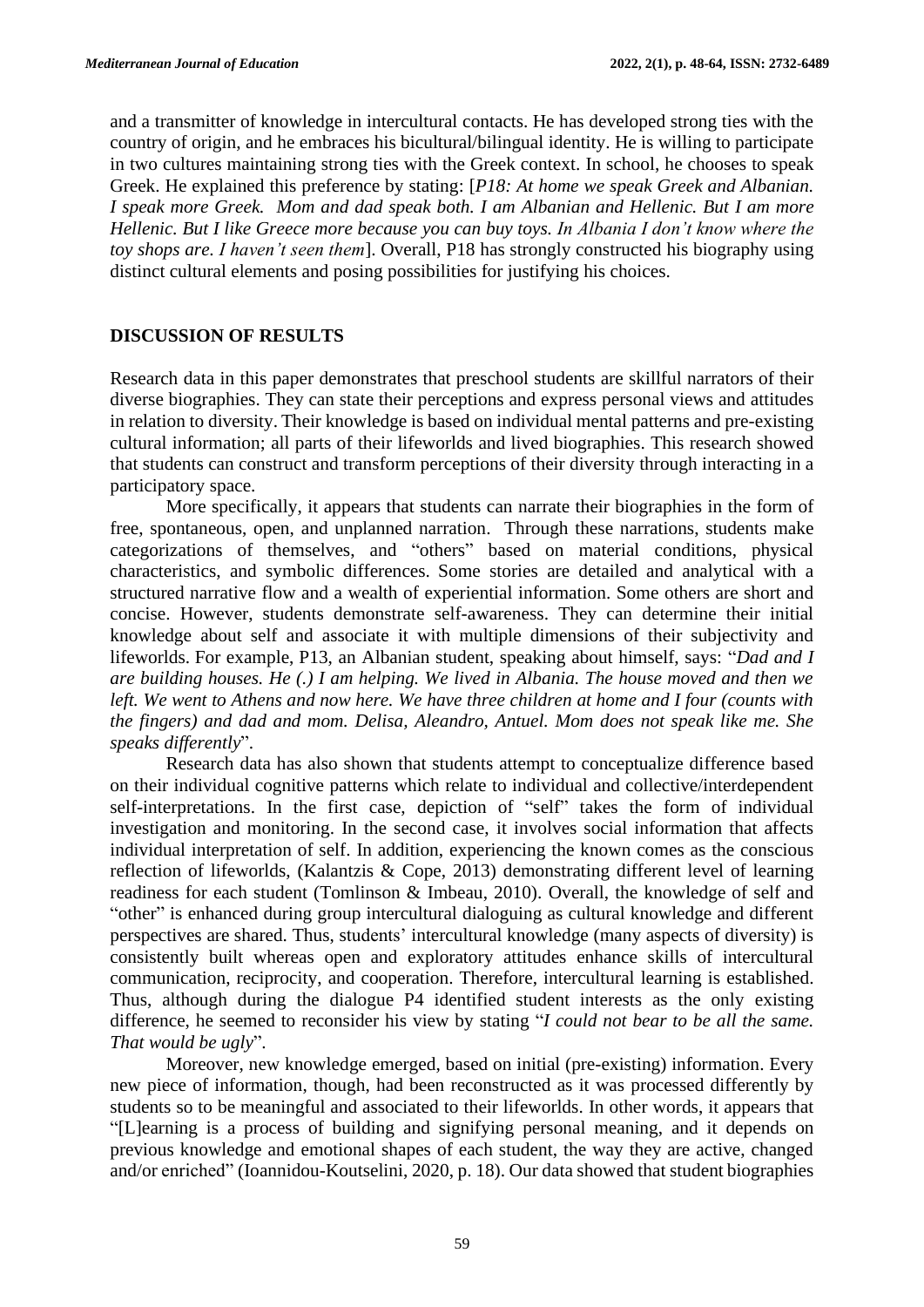and a transmitter of knowledge in intercultural contacts. He has developed strong ties with the country of origin, and he embraces his bicultural/bilingual identity. He is willing to participate in two cultures maintaining strong ties with the Greek context. In school, he chooses to speak Greek. He explained this preference by stating: [*P18: At home we speak Greek and Albanian. I speak more Greek. Mom and dad speak both. I am Albanian and Hellenic. But I am more Hellenic. But I like Greece more because you can buy toys. In Albania I don't know where the toy shops are. I haven't seen them*]. Overall, P18 has strongly constructed his biography using distinct cultural elements and posing possibilities for justifying his choices.

## DISCUSSION OF RESULTS

Research data in this paper demonstrates that preschool students are skillful narrators of their diverse biographies. They can state their perceptions and express personal views and attitudes in relation to diversity. Their knowledge is based on individual mental patterns and pre-existing cultural information; all parts of their lifeworlds and lived biographies. This research showed that students can construct and transform perceptions of their diversity through interacting in a participatory space.

More specifically, it appears that students can narrate their biographies in the form of free, spontaneous, open, and unplanned narration. Through these narrations, students make categorizations of themselves, and "others" based on material conditions, physical characteristics, and symbolic differences. Some stories are detailed and analytical with a structured narrative flow and a wealth of experiential information. Some others are short and concise. However, students demonstrate self-awareness. They can determine their initial knowledge about self and associate it with multiple dimensions of their subjectivity and lifeworlds. For example, P13, an Albanian student, speaking about himself, says: "*Dad and I are building houses. He (.) I am helping. We lived in Albania. The house moved and then we left. We went to Athens and now here. We have three children at home and I four (counts with the fingers) and dad and mom. Delisa, Aleandro, Antuel. Mom does not speak like me. She speaks differently*".

Research data has also shown that students attempt to conceptualize difference based on their individual cognitive patterns which relate to individual and collective/interdependent self-interpretations. In the first case, depiction of "self" takes the form of individual investigation and monitoring. In the second case, it involves social information that affects individual interpretation of self. In addition, experiencing the known comes as the conscious reflection of lifeworlds, (Kalantzis & Cope, 2013) demonstrating different level of learning readiness for each student (Tomlinson & Imbeau, 2010). Overall, the knowledge of self and "other" is enhanced during group intercultural dialoguing as cultural knowledge and different perspectives are shared. Thus, students' intercultural knowledge (many aspects of diversity) is consistently built whereas open and exploratory attitudes enhance skills of intercultural communication, reciprocity, and cooperation. Therefore, intercultural learning is established. Thus, although during the dialogue P4 identified student interests as the only existing difference, he seemed to reconsider his view by stating "*I could not bear to be all the same. That would be ugly*".

Moreover, new knowledge emerged, based on initial (pre-existing) information. Every new piece of information, though, had been reconstructed as it was processed differently by students so to be meaningful and associated to their lifeworlds. In other words, it appears that "[L]earning is a process of building and signifying personal meaning, and it depends on previous knowledge and emotional shapes of each student, the way they are active, changed and/or enriched" (Ioannidou-Koutselini, 2020, p. 18). Our data showed that student biographies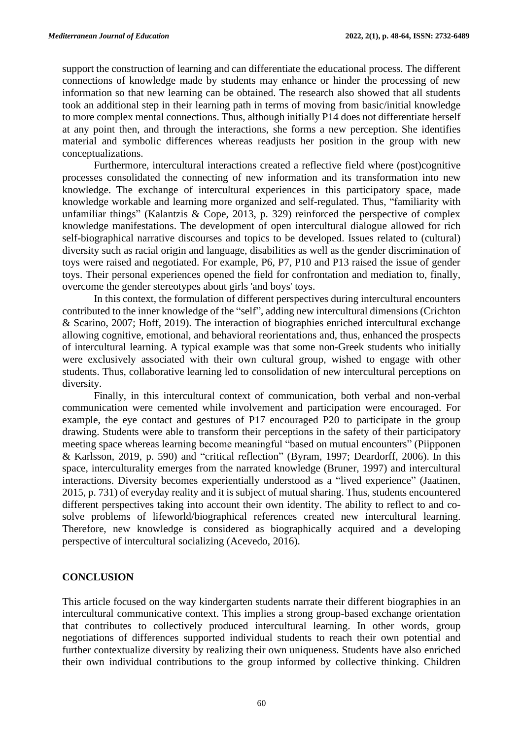support the construction of learning and can differentiate the educational process. The different connections of knowledge made by students may enhance or hinder the processing of new information so that new learning can be obtained. The research also showed that all students took an additional step in their learning path in terms of moving from basic/initial knowledge to more complex mental connections. Thus, although initially P14 does not differentiate herself at any point then, and through the interactions, she forms a new perception. She identifies material and symbolic differences whereas readjusts her position in the group with new conceptualizations.

Furthermore, intercultural interactions created a reflective field where (post)cognitive processes consolidated the connecting of new information and its transformation into new knowledge. The exchange of intercultural experiences in this participatory space, made knowledge workable and learning more organized and self-regulated. Thus, "familiarity with unfamiliar things" (Kalantzis & Cope, 2013, p. 329) reinforced the perspective of complex knowledge manifestations. The development of open intercultural dialogue allowed for rich self-biographical narrative discourses and topics to be developed. Issues related to (cultural) diversity such as racial origin and language, disabilities as well as the gender discrimination of toys were raised and negotiated. For example, P6, P7, P10 and P13 raised the issue of gender toys. Their personal experiences opened the field for confrontation and mediation to, finally, overcome the gender stereotypes about girls 'and boys' toys.

In this context, the formulation of different perspectives during intercultural encounters contributed to the inner knowledge of the "self", adding new intercultural dimensions (Crichton & Scarino, 2007; Hoff, 2019). The interaction of biographies enriched intercultural exchange allowing cognitive, emotional, and behavioral reorientations and, thus, enhanced the prospects of intercultural learning. A typical example was that some non-Greek students who initially were exclusively associated with their own cultural group, wished to engage with other students. Thus, collaborative learning led to consolidation of new intercultural perceptions on diversity.

Finally, in this intercultural context of communication, both verbal and non-verbal communication were cemented while involvement and participation were encouraged. For example, the eye contact and gestures of P17 encouraged P20 to participate in the group drawing. Students were able to transform their perceptions in the safety of their participatory meeting space whereas learning become meaningful "based on mutual encounters" (Piipponen & Karlsson, 2019, p. 590) and "critical reflection" (Byram, 1997; Deardorff, 2006). In this space, interculturality emerges from the narrated knowledge (Bruner, 1997) and intercultural interactions. Diversity becomes experientially understood as a "lived experience" (Jaatinen, 2015, p. 731) of everyday reality and it is subject of mutual sharing. Thus, students encountered different perspectives taking into account their own identity. The ability to reflect to and co-solve problems of lifeworld/biographical references created new intercultural learning. Therefore, new knowledge is considered as biographically acquired and a developing perspective of intercultural socializing (Acevedo, 2016).

## CONCLUSION

This article focused on the way kindergarten students narrate their different biographies in an intercultural communicative context. This implies a strong group-based exchange orientation that contributes to collectively produced intercultural learning. In other words, group negotiations of differences supported individual students to reach their own potential and further contextualize diversity by realizing their own uniqueness. Students have also enriched their own individual contributions to the group informed by collective thinking. Children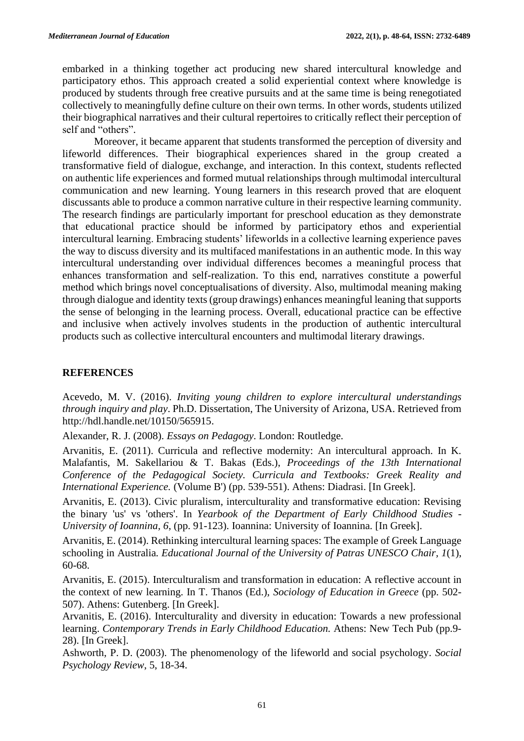embarked in a thinking together act producing new shared intercultural knowledge and participatory ethos. This approach created a solid experiential context where knowledge is produced by students through free creative pursuits and at the same time is being renegotiated collectively to meaningfully define culture on their own terms. In other words, students utilized their biographical narratives and their cultural repertoires to critically reflect their perception of self and "others".

Moreover, it became apparent that students transformed the perception of diversity and lifeworld differences. Their biographical experiences shared in the group created a transformative field of dialogue, exchange, and interaction. In this context, students reflected on authentic life experiences and formed mutual relationships through multimodal intercultural communication and new learning. Young learners in this research proved that are eloquent discussants able to produce a common narrative culture in their respective learning community. The research findings are particularly important for preschool education as they demonstrate that educational practice should be informed by participatory ethos and experiential intercultural learning. Embracing students' lifeworlds in a collective learning experience paves the way to discuss diversity and its multifaced manifestations in an authentic mode. In this way intercultural understanding over individual differences becomes a meaningful process that enhances transformation and self-realization. To this end, narratives constitute a powerful method which brings novel conceptualisations of diversity. Also, multimodal meaning making through dialogue and identity texts (group drawings) enhances meaningful leaning that supports the sense of belonging in the learning process. Overall, educational practice can be effective and inclusive when actively involves students in the production of authentic intercultural products such as collective intercultural encounters and multimodal literary drawings.

## REFERENCES

Acevedo, M. V. (2016). *Inviting young children to explore intercultural understandings through inquiry and play*. Ph.D. Dissertation, The University of Arizona, USA. Retrieved from http://hdl.handle.net/10150/565915.

Alexander, R. J. (2008). *Essays on Pedagogy*. London: Routledge.

Arvanitis, E. (2011). Curricula and reflective modernity: An intercultural approach. In K. Malafantis, M. Sakellariou & T. Bakas (Eds.), *Proceedings of the 13th International Conference of the Pedagogical Society. Curricula and Textbooks: Greek Reality and International Experience.* (Volume B') (pp. 539-551). Athens: Diadrasi. [In Greek].

Arvanitis, E. (2013). Civic pluralism, interculturality and transformative education: Revising the binary 'us' vs 'others'. In *Yearbook of the Department of Early Childhood Studies - University of Ioannina, 6*, (pp. 91-123). Ioannina: University of Ioannina. [In Greek].

Arvanitis, E. (2014). Rethinking intercultural learning spaces: The example of Greek Language schooling in Australia. *Educational Journal of the University of Patras UNESCO Chair, 1*(1), 60-68.

Arvanitis, E. (2015). Interculturalism and transformation in education: A reflective account in the context of new learning. In T. Thanos (Ed.), *Sociology of Education in Greece* (pp. 502-507). Athens: Gutenberg. [In Greek].

Arvanitis, E. (2016). Interculturality and diversity in education: Towards a new professional learning. *Contemporary Trends in Early Childhood Education.* Athens: New Tech Pub (pp.9-28). [In Greek].

Ashworth, P. D. (2003). The phenomenology of the lifeworld and social psychology. *Social Psychology Review*, 5, 18-34.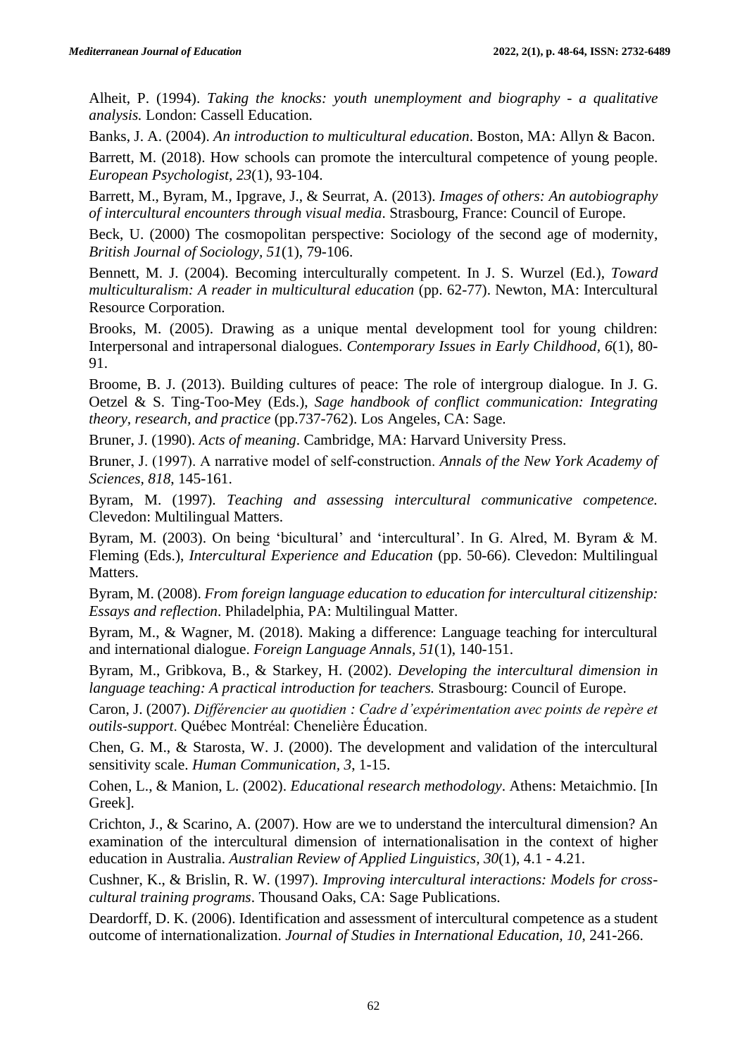Alheit, P. (1994). *Taking the knocks: youth unemployment and biography - a qualitative analysis.* London: Cassell Education.

Banks, J. A. (2004). *An introduction to multicultural education*. Boston, MA: Allyn & Bacon.

Barrett, M. (2018). How schools can promote the intercultural competence of young people. *European Psychologist, 23*(1), 93-104.

Barrett, M., Byram, M., Ipgrave, J., & Seurrat, A. (2013). *Images of others: An autobiography of intercultural encounters through visual media*. Strasbourg, France: Council of Europe.

Beck, U. (2000) The cosmopolitan perspective: Sociology of the second age of modernity, *British Journal of Sociology, 51*(1), 79-106.

Bennett, M. J. (2004). Becoming interculturally competent. In J. S. Wurzel (Ed.), *Toward multiculturalism: A reader in multicultural education* (pp. 62-77). Newton, MA: Intercultural Resource Corporation.

Brooks, M. (2005). Drawing as a unique mental development tool for young children: Interpersonal and intrapersonal dialogues. *Contemporary Issues in Early Childhood, 6*(1), 80-91.

Broome, B. J. (2013). Building cultures of peace: The role of intergroup dialogue. In J. G. Oetzel & S. Ting-Too-Mey (Eds.), *Sage handbook of conflict communication: Integrating theory, research, and practice* (pp.737-762). Los Angeles, CA: Sage.

Bruner, J. (1990). *Acts of meaning*. Cambridge, MA: Harvard University Press.

Bruner, J. (1997). A narrative model of self-construction. *Annals of the New York Academy of Sciences, 818*, 145-161.

Byram, M. (1997). *Teaching and assessing intercultural communicative competence.* Clevedon: Multilingual Matters.

Byram, M. (2003). On being 'bicultural' and 'intercultural'. In G. Alred, M. Byram & M. Fleming (Eds.), *Intercultural Experience and Education* (pp. 50-66). Clevedon: Multilingual Matters.

Byram, M. (2008). *From foreign language education to education for intercultural citizenship: Essays and reflection*. Philadelphia, PA: Multilingual Matter.

Byram, M., & Wagner, M. (2018). Making a difference: Language teaching for intercultural and international dialogue. *Foreign Language Annals, 51*(1), 140-151.

Byram, M., Gribkova, B., & Starkey, H. (2002). *Developing the intercultural dimension in language teaching: A practical introduction for teachers.* Strasbourg: Council of Europe.

Caron, J. (2007). *Différencier au quotidien : Cadre d'expérimentation avec points de repère et outils-support*. Québec Montréal: Chenelière Éducation.

Chen, G. M., & Starosta, W. J. (2000). The development and validation of the intercultural sensitivity scale. *Human Communication, 3*, 1-15.

Cohen, L., & Manion, L. (2002). *Educational research methodology*. Athens: Metaichmio. [In Greek].

Crichton, J., & Scarino, A. (2007). How are we to understand the intercultural dimension? An examination of the intercultural dimension of internationalisation in the context of higher education in Australia. *Australian Review of Applied Linguistics, 30*(1), 4.1 - 4.21.

Cushner, K., & Brislin, R. W. (1997). *Improving intercultural interactions: Models for cross-cultural training programs*. Thousand Oaks, CA: Sage Publications.

Deardorff, D. K. (2006). Identification and assessment of intercultural competence as a student outcome of internationalization. *Journal of Studies in International Education, 10*, 241-266.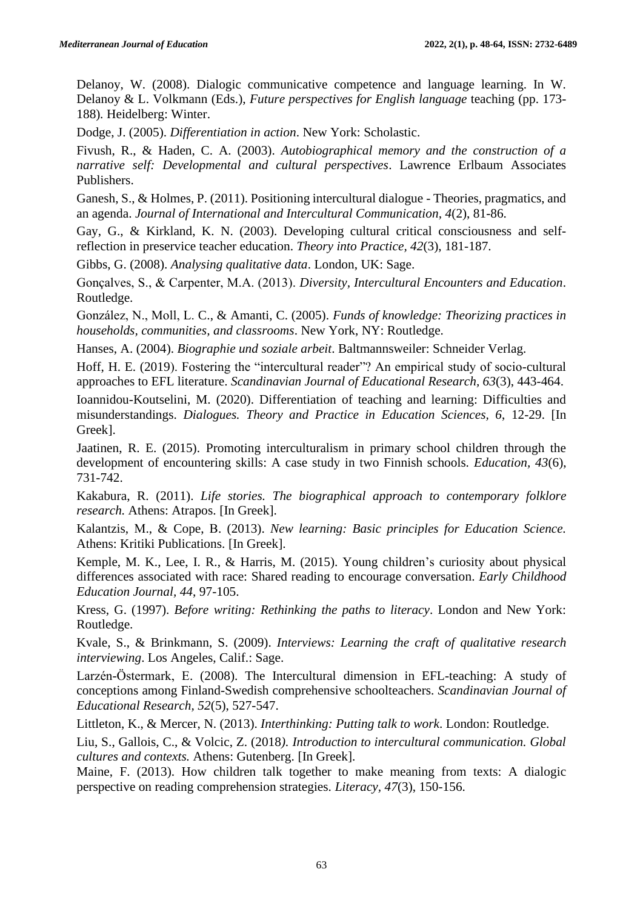Delanoy, W. (2008). Dialogic communicative competence and language learning. In W. Delanoy & L. Volkmann (Eds.), *Future perspectives for English language* teaching (pp. 173-188). Heidelberg: Winter.

Dodge, J. (2005). *Differentiation in action*. New York: Scholastic.

Fivush, R., & Haden, C. A. (2003). *Autobiographical memory and the construction of a narrative self: Developmental and cultural perspectives*. Lawrence Erlbaum Associates Publishers.

Ganesh, S., & Holmes, P. (2011). Positioning intercultural dialogue - Theories, pragmatics, and an agenda. *Journal of International and Intercultural Communication*, *4*(2), 81-86.

Gay, G., & Kirkland, K. N. (2003). Developing cultural critical consciousness and self-reflection in preservice teacher education. *Theory into Practice*, *42*(3), 181-187.

Gibbs, G. (2008). *Analysing qualitative data*. London, UK: Sage.

Gonçalves, S., & Carpenter, M.A. (2013). *Diversity, Intercultural Encounters and Education*. Routledge.

González, N., Moll, L. C., & Amanti, C. (2005). *Funds of knowledge: Theorizing practices in households, communities, and classrooms*. New York, NY: Routledge.

Hanses, A. (2004). *Biographie und soziale arbeit*. Baltmannsweiler: Schneider Verlag.

Hoff, H. E. (2019). Fostering the "intercultural reader"? An empirical study of socio-cultural approaches to EFL literature. *Scandinavian Journal of Educational Research, 63*(3), 443-464.

Ioannidou-Koutselini, M. (2020). Differentiation of teaching and learning: Difficulties and misunderstandings. *Dialogues. Theory and Practice in Education Sciences, 6*, 12-29. [In Greek].

Jaatinen, R. E. (2015). Promoting interculturalism in primary school children through the development of encountering skills: A case study in two Finnish schools. *Education, 43*(6), 731-742.

Kakabura, R. (2011). *Life stories. The biographical approach to contemporary folklore research.* Athens: Atrapos. [In Greek].

Kalantzis, M., & Cope, B. (2013). *New learning: Basic principles for Education Science.* Athens: Kritiki Publications. [In Greek].

Kemple, M. K., Lee, I. R., & Harris, M. (2015). Young children's curiosity about physical differences associated with race: Shared reading to encourage conversation. *Early Childhood Education Journal, 44*, 97-105.

Kress, G. (1997). *Before writing: Rethinking the paths to literacy*. London and New York: Routledge.

Kvale, S., & Brinkmann, S. (2009). *Interviews: Learning the craft of qualitative research interviewing*. Los Angeles, Calif.: Sage.

Larzén-Östermark, E. (2008). The Intercultural dimension in EFL-teaching: A study of conceptions among Finland-Swedish comprehensive schoolteachers. *Scandinavian Journal of Educational Research*, *52*(5), 527-547.

Littleton, K., & Mercer, N. (2013). *Interthinking: Putting talk to work*. London: Routledge.

Liu, S., Gallois, C., & Volcic, Z. (2018). *Introduction to intercultural communication. Global cultures and contexts.* Athens: Gutenberg. [In Greek].

Maine, F. (2013). How children talk together to make meaning from texts: A dialogic perspective on reading comprehension strategies. *Literacy, 47*(3), 150-156.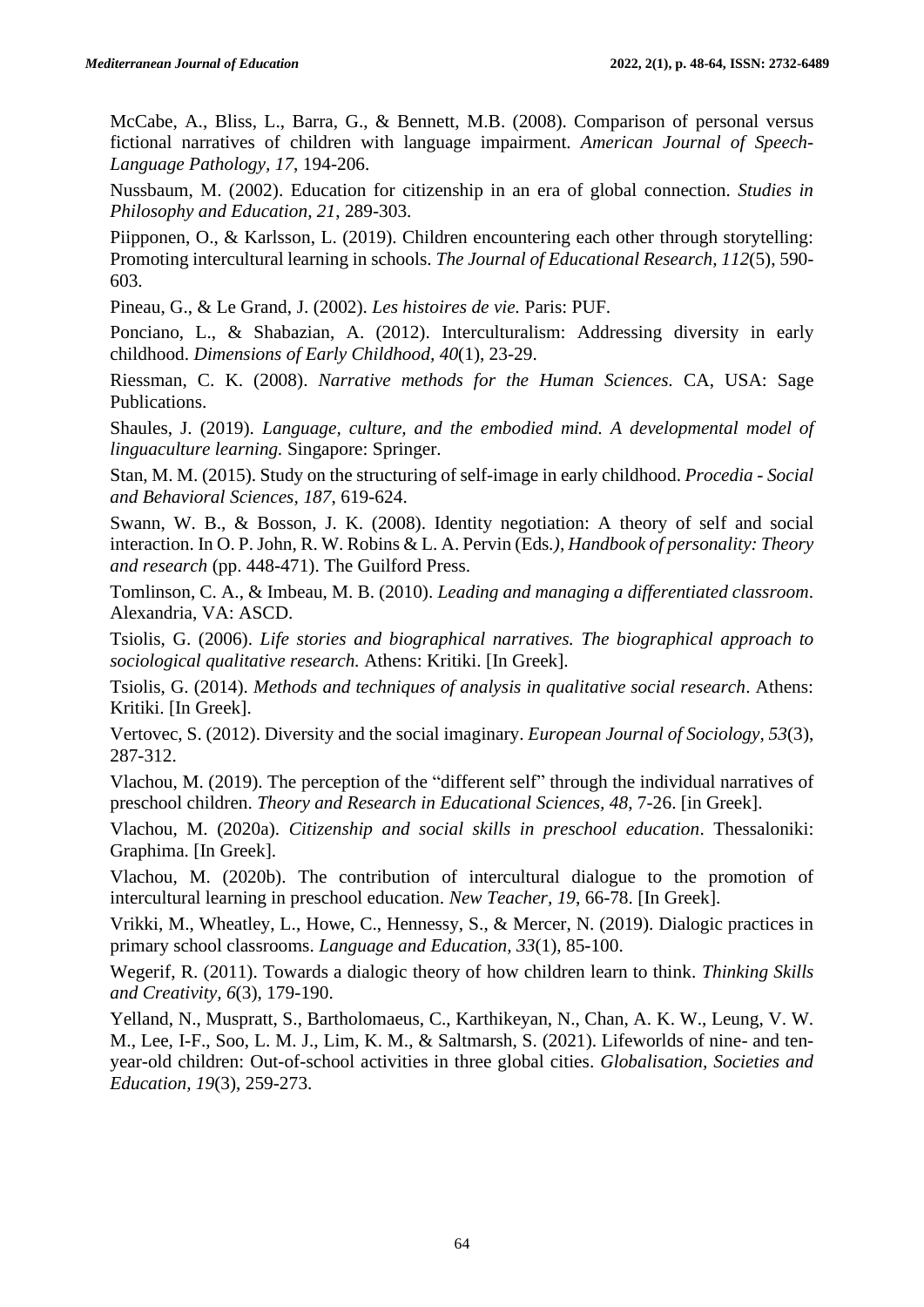McCabe, A., Bliss, L., Barra, G., & Bennett, M.B. (2008). Comparison of personal versus fictional narratives of children with language impairment. *American Journal of Speech-Language Pathology, 17*, 194-206.

Nussbaum, M. (2002). Education for citizenship in an era of global connection. *Studies in Philosophy and Education, 21*, 289-303.

Piipponen, O., & Karlsson, L. (2019). Children encountering each other through storytelling: Promoting intercultural learning in schools. *The Journal of Educational Research, 112*(5), 590-603.

Pineau, G., & Le Grand, J. (2002). *Les histoires de vie.* Paris: PUF.

Ponciano, L., & Shabazian, A. (2012). Interculturalism: Addressing diversity in early childhood. *Dimensions of Early Childhood, 40*(1), 23-29.

Riessman, C. K. (2008). *Narrative methods for the Human Sciences.* CA, USA: Sage Publications.

Shaules, J. (2019). *Language, culture, and the embodied mind. A developmental model of linguaculture learning.* Singapore: Springer.

Stan, M. M. (2015). Study on the structuring of self-image in early childhood. *Procedia - Social and Behavioral Sciences, 187*, 619-624.

Swann, W. B., & Bosson, J. K. (2008). Identity negotiation: A theory of self and social interaction. In O. P. John, R. W. Robins & L. A. Pervin (Eds*.), Handbook of personality: Theory and research* (pp. 448-471). The Guilford Press.

Tomlinson, C. A., & Imbeau, M. B. (2010). *Leading and managing a differentiated classroom*. Alexandria, VA: ASCD.

Tsiolis, G. (2006). *Life stories and biographical narratives. The biographical approach to sociological qualitative research.* Athens: Kritiki. [In Greek].

Tsiolis, G. (2014). *Methods and techniques of analysis in qualitative social research*. Athens: Kritiki. [In Greek].

Vertovec, S. (2012). Diversity and the social imaginary. *European Journal of Sociology, 53*(3), 287-312.

Vlachou, M. (2019). The perception of the "different self" through the individual narratives of preschool children. *Theory and Research in Educational Sciences, 48*, 7-26. [in Greek].

Vlachou, M. (2020a). *Citizenship and social skills in preschool education*. Thessaloniki: Graphima. [In Greek].

Vlachou, M. (2020b). The contribution of intercultural dialogue to the promotion of intercultural learning in preschool education. *New Teacher, 19*, 66-78. [In Greek].

Vrikki, M., Wheatley, L., Howe, C., Hennessy, S., & Mercer, N. (2019). Dialogic practices in primary school classrooms. *Language and Education, 33*(1), 85-100.

Wegerif, R. (2011). Towards a dialogic theory of how children learn to think. *Thinking Skills and Creativity, 6*(3), 179-190.

Yelland, N., Muspratt, S., Bartholomaeus, C., Karthikeyan, N., Chan, A. K. W., Leung, V. W. M., Lee, I-F., Soo, L. M. J., Lim, K. M., & Saltmarsh, S. (2021). Lifeworlds of nine- and ten-year-old children: Out-of-school activities in three global cities. *Globalisation, Societies and Education, 19*(3), 259-273.